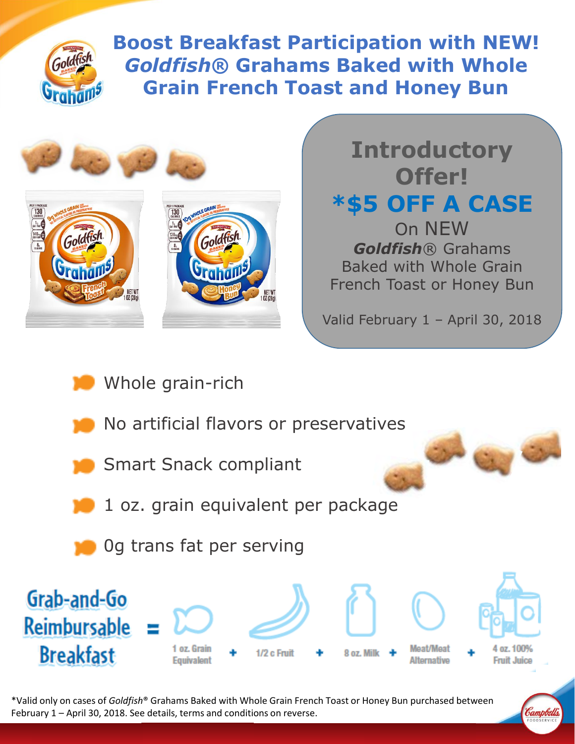# Boost Breakfast Participation with NEW! *Goldfish®* Grahams Baked with Whole Grain French Toast and Honey Bun

## Introductory Offer!

## *$5 OFF A CASE

On NEW **_Goldfish®_** Grahams Baked with Whole Grain French Toast or Honey Bun

Valid February 1 – April 30, 2018

- Whole grain-rich
- No artificial flavors or preservatives
- Smart Snack compliant
- 1 oz. grain equivalent per package
- 0g trans fat per serving

**Grab-and-Go Reimbursable Breakfast** = 1 oz. Grain Equivalent + 1/2 c Fruit + 8 oz. Milk + Meat/Meat Alternative + 4 oz. 100% Fruit Juice

*Valid only on cases of *Goldfish®* Grahams Baked with Whole Grain French Toast or Honey Bun purchased between February 1 – April 30, 2018. See details, terms and conditions on reverse.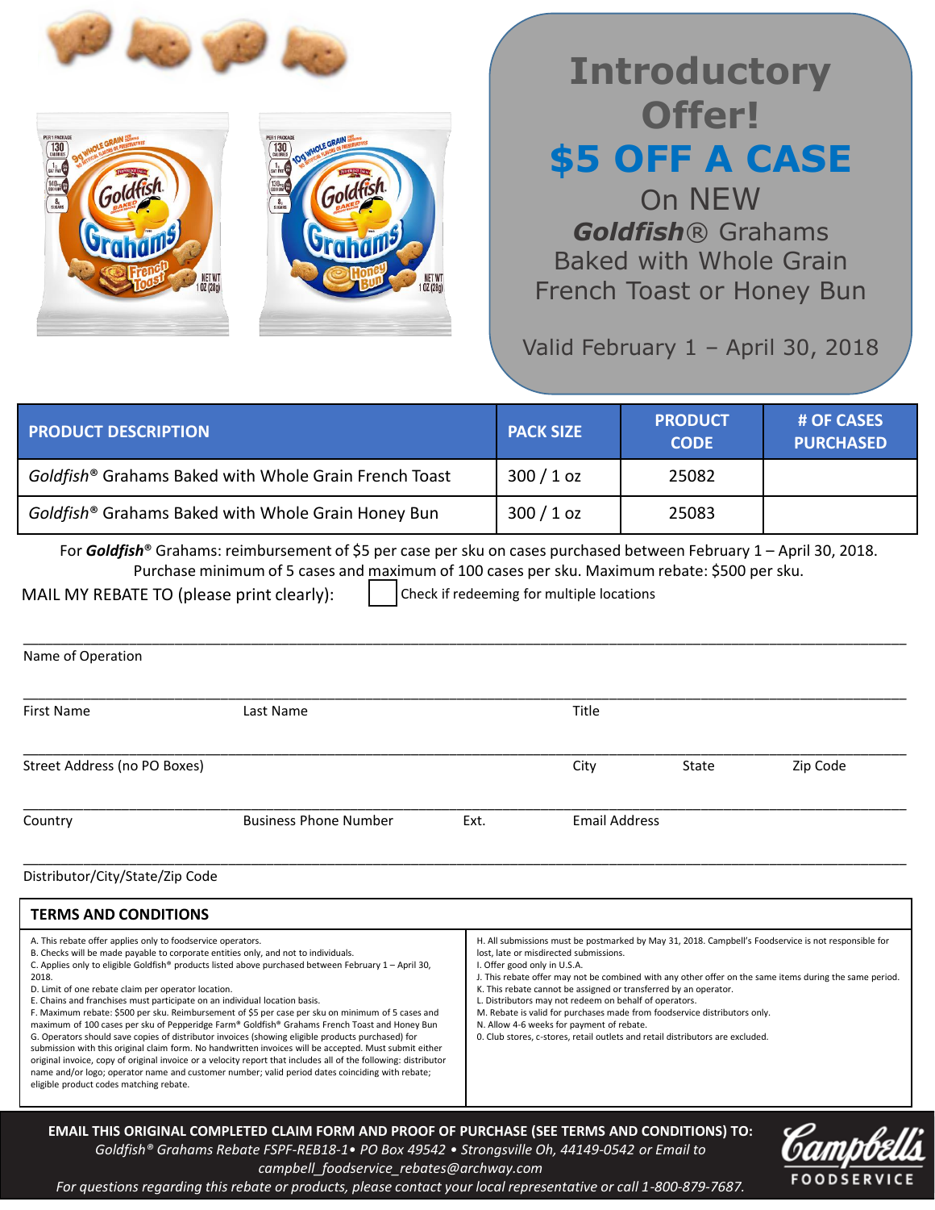# Introductory Offer!

## $5 OFF A CASE

On NEW ***Goldfish*®** Grahams Baked with Whole Grain French Toast or Honey Bun

Valid February 1 – April 30, 2018

| PRODUCT DESCRIPTION | PACK SIZE | PRODUCT CODE | # OF CASES PURCHASED |
|---|---|---|---|
| *Goldfish*® Grahams Baked with Whole Grain French Toast | 300 / 1 oz | 25082 | |
| *Goldfish*® Grahams Baked with Whole Grain Honey Bun | 300 / 1 oz | 25083 | |

For ***Goldfish*®** Grahams: reimbursement of $5 per case per sku on cases purchased between February 1 – April 30, 2018. Purchase minimum of 5 cases and maximum of 100 cases per sku. Maximum rebate: $500 per sku.

MAIL MY REBATE TO (please print clearly): ☐ Check if redeeming for multiple locations

Name of Operation

First Name    Last Name    Title

Street Address (no PO Boxes)    City    State    Zip Code

Country    Business Phone Number    Ext.    Email Address

Distributor/City/State/Zip Code

## TERMS AND CONDITIONS

A. This rebate offer applies only to foodservice operators.
B. Checks will be made payable to corporate entities only, and not to individuals.
C. Applies only to eligible Goldfish® products listed above purchased between February 1 – April 30, 2018.
D. Limit of one rebate claim per operator location.
E. Chains and franchises must participate on an individual location basis.
F. Maximum rebate: $500 per sku. Reimbursement of $5 per case per sku on minimum of 5 cases and maximum of 100 cases per sku of Pepperidge Farm® Goldfish® Grahams French Toast and Honey Bun
G. Operators should save copies of distributor invoices (showing eligible products purchased) for submission with this original claim form. No handwritten invoices will be accepted. Must submit either original invoice, copy of original invoice or a velocity report that includes all of the following: distributor name and/or logo; operator name and customer number; valid period dates coinciding with rebate; eligible product codes matching rebate.
H. All submissions must be postmarked by May 31, 2018. Campbell's Foodservice is not responsible for lost, late or misdirected submissions.
I. Offer good only in U.S.A.
J. This rebate offer may not be combined with any other offer on the same items during the same period.
K. This rebate cannot be assigned or transferred by an operator.
L. Distributors may not redeem on behalf of operators.
M. Rebate is valid for purchases made from foodservice distributors only.
N. Allow 4-6 weeks for payment of rebate.
O. Club stores, c-stores, retail outlets and retail distributors are excluded.

**EMAIL THIS ORIGINAL COMPLETED CLAIM FORM AND PROOF OF PURCHASE (SEE TERMS AND CONDITIONS) TO:**

*Goldfish® Grahams Rebate FSPF-REB18-1• PO Box 49542 • Strongsville Oh, 44149-0542 or Email to campbell_foodservice_rebates@archway.com*

*For questions regarding this rebate or products, please contact your local representative or call 1-800-879-7687.*

Campbell's FOODSERVICE